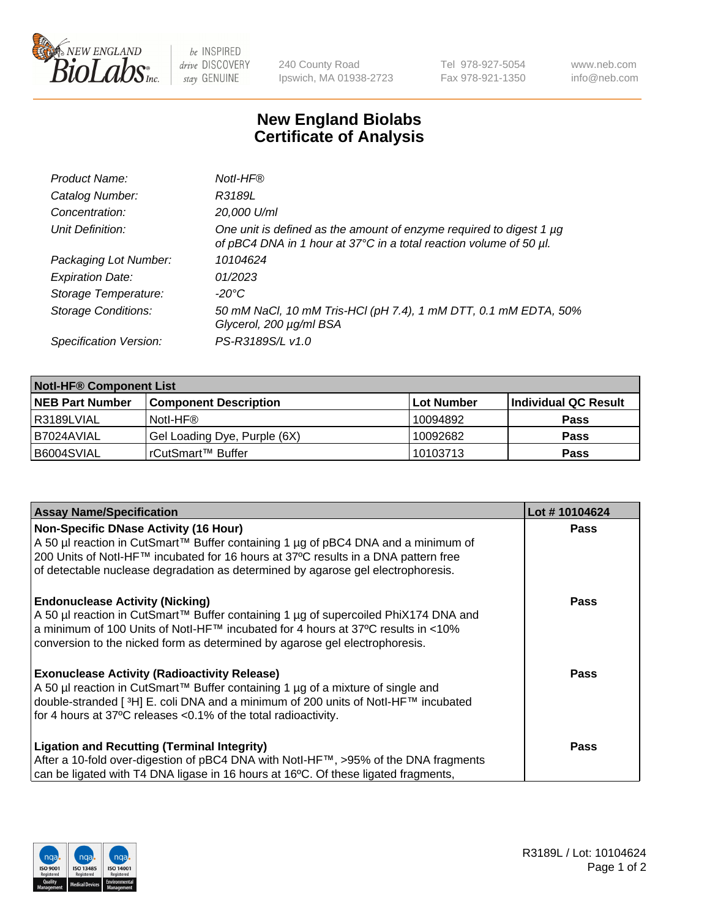New England BioLabs Inc. — be INSPIRED drive DISCOVERY stay GENUINE

240 County Road
Ipswich, MA 01938-2723

Tel 978-927-5054
Fax 978-921-1350

www.neb.com
info@neb.com

# New England Biolabs Certificate of Analysis

| | |
|---|---|
| *Product Name:* | *NotI-HF®* |
| *Catalog Number:* | *R3189L* |
| *Concentration:* | *20,000 U/ml* |
| *Unit Definition:* | *One unit is defined as the amount of enzyme required to digest 1 µg of pBC4 DNA in 1 hour at 37°C in a total reaction volume of 50 µl.* |
| *Packaging Lot Number:* | *10104624* |
| *Expiration Date:* | *01/2023* |
| *Storage Temperature:* | *-20°C* |
| *Storage Conditions:* | *50 mM NaCl, 10 mM Tris-HCl (pH 7.4), 1 mM DTT, 0.1 mM EDTA, 50% Glycerol, 200 µg/ml BSA* |
| *Specification Version:* | *PS-R3189S/L v1.0* |

| **NotI-HF® Component List** | | | |
|---|---|---|---|
| **NEB Part Number** | **Component Description** | **Lot Number** | **Individual QC Result** |
| R3189LVIAL | NotI-HF® | 10094892 | **Pass** |
| B7024AVIAL | Gel Loading Dye, Purple (6X) | 10092682 | **Pass** |
| B6004SVIAL | rCutSmart™ Buffer | 10103713 | **Pass** |

| **Assay Name/Specification** | **Lot # 10104624** |
|---|---|
| **Non-Specific DNase Activity (16 Hour)** A 50 µl reaction in CutSmart™ Buffer containing 1 µg of pBC4 DNA and a minimum of 200 Units of NotI-HF™ incubated for 16 hours at 37ºC results in a DNA pattern free of detectable nuclease degradation as determined by agarose gel electrophoresis. | **Pass** |
| **Endonuclease Activity (Nicking)** A 50 µl reaction in CutSmart™ Buffer containing 1 µg of supercoiled PhiX174 DNA and a minimum of 100 Units of NotI-HF™ incubated for 4 hours at 37ºC results in <10% conversion to the nicked form as determined by agarose gel electrophoresis. | **Pass** |
| **Exonuclease Activity (Radioactivity Release)** A 50 µl reaction in CutSmart™ Buffer containing 1 µg of a mixture of single and double-stranded [ $^3$H] E. coli DNA and a minimum of 200 units of NotI-HF™ incubated for 4 hours at 37ºC releases <0.1% of the total radioactivity. | **Pass** |
| **Ligation and Recutting (Terminal Integrity)** After a 10-fold over-digestion of pBC4 DNA with NotI-HF™, >95% of the DNA fragments can be ligated with T4 DNA ligase in 16 hours at 16ºC. Of these ligated fragments, | **Pass** |

R3189L / Lot: 10104624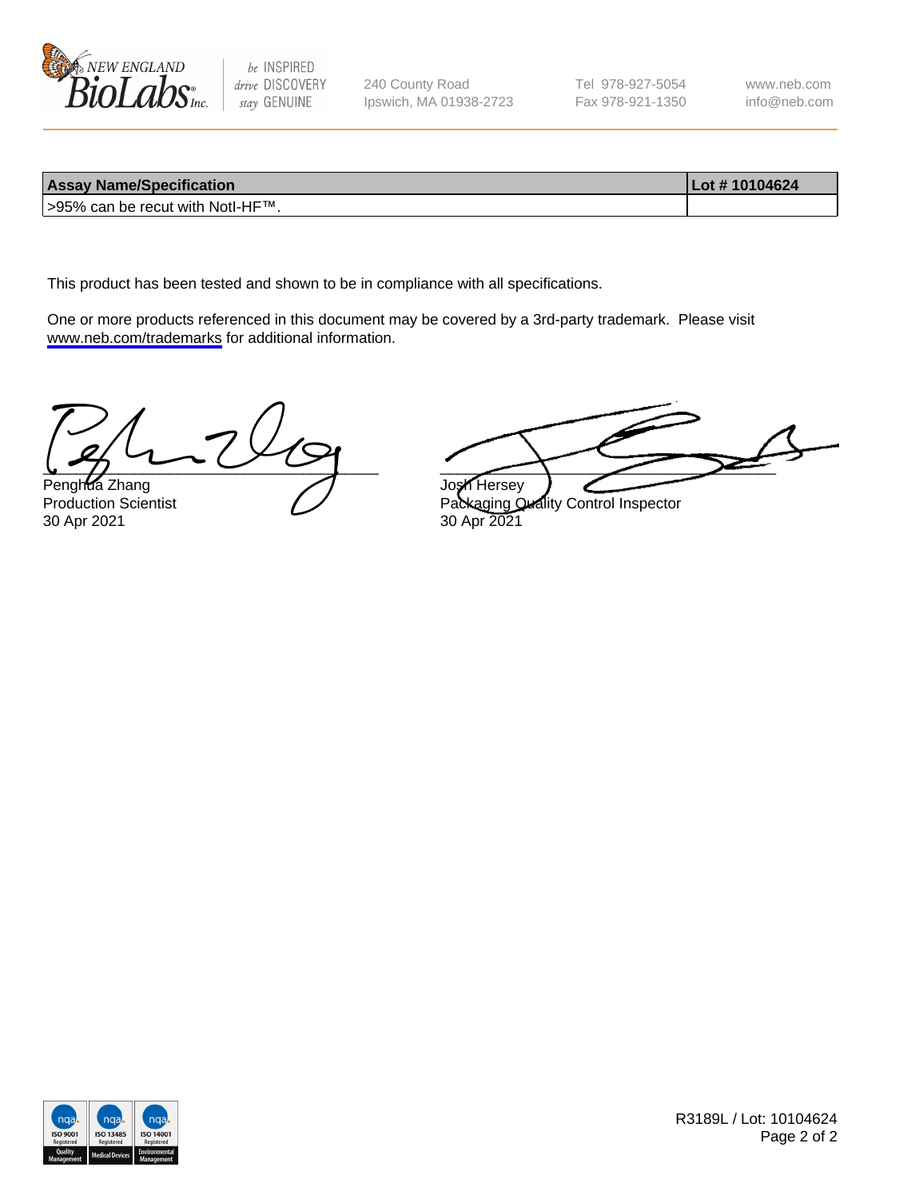| Assay Name/Specification | Lot # 10104624 |
| --- | --- |
| >95% can be recut with NotI-HF™. | |

This product has been tested and shown to be in compliance with all specifications.

One or more products referenced in this document may be covered by a 3rd-party trademark. Please visit www.neb.com/trademarks for additional information.

Penghua Zhang
Production Scientist
30 Apr 2021

Josh Hersey
Packaging Quality Control Inspector
30 Apr 2021

R3189L / Lot: 10104624